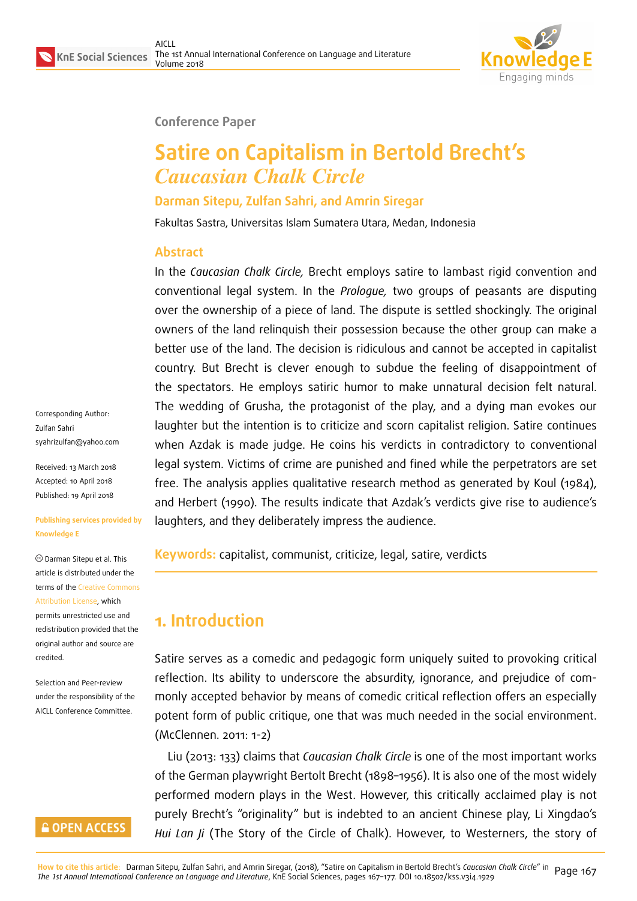Conference Paper

# Satire on Capitalism in Bertold Brecht's *Caucasian Chalk Circle*

**Darman Sitepu, Zulfan Sahri, and Amrin Siregar**

Fakultas Sastra, Universitas Islam Sumatera Utara, Medan, Indonesia

Corresponding Author: Zulfan Sahri syahrizulfan@yahoo.com

Received: 13 March 2018
Accepted: 10 April 2018
Published: 19 April 2018

Publishing services provided by Knowledge E

© Darman Sitepu et al. This article is distributed under the terms of the Creative Commons Attribution License, which permits unrestricted use and redistribution provided that the original author and source are credited.

Selection and Peer-review under the responsibility of the AICLL Conference Committee.

## Abstract

In the *Caucasian Chalk Circle,* Brecht employs satire to lambast rigid convention and conventional legal system. In the *Prologue,* two groups of peasants are disputing over the ownership of a piece of land. The dispute is settled shockingly. The original owners of the land relinquish their possession because the other group can make a better use of the land. The decision is ridiculous and cannot be accepted in capitalist country. But Brecht is clever enough to subdue the feeling of disappointment of the spectators. He employs satiric humor to make unnatural decision felt natural. The wedding of Grusha, the protagonist of the play, and a dying man evokes our laughter but the intention is to criticize and scorn capitalist religion. Satire continues when Azdak is made judge. He coins his verdicts in contradictory to conventional legal system. Victims of crime are punished and fined while the perpetrators are set free. The analysis applies qualitative research method as generated by Koul (1984), and Herbert (1990). The results indicate that Azdak's verdicts give rise to audience's laughters, and they deliberately impress the audience.

**Keywords:** capitalist, communist, criticize, legal, satire, verdicts

## 1. Introduction

Satire serves as a comedic and pedagogic form uniquely suited to provoking critical reflection. Its ability to underscore the absurdity, ignorance, and prejudice of commonly accepted behavior by means of comedic critical reflection offers an especially potent form of public critique, one that was much needed in the social environment. (McClennen. 2011: 1-2)

Liu (2013: 133) claims that *Caucasian Chalk Circle* is one of the most important works of the German playwright Bertolt Brecht (1898–1956). It is also one of the most widely performed modern plays in the West. However, this critically acclaimed play is not purely Brecht's "originality" but is indebted to an ancient Chinese play, Li Xingdao's *Hui Lan Ji* (The Story of the Circle of Chalk). However, to Westerners, the story of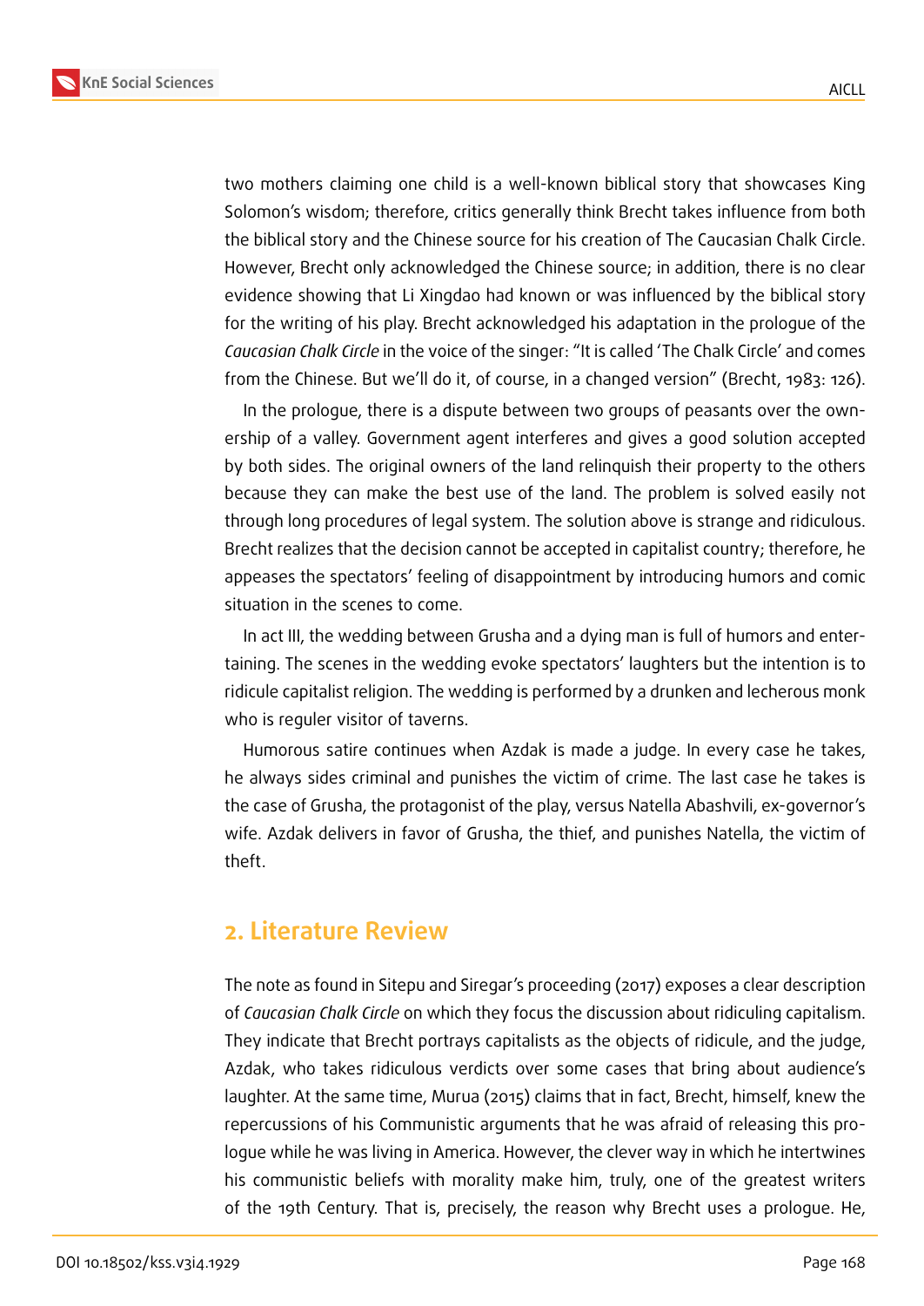two mothers claiming one child is a well-known biblical story that showcases King Solomon's wisdom; therefore, critics generally think Brecht takes influence from both the biblical story and the Chinese source for his creation of The Caucasian Chalk Circle. However, Brecht only acknowledged the Chinese source; in addition, there is no clear evidence showing that Li Xingdao had known or was influenced by the biblical story for the writing of his play. Brecht acknowledged his adaptation in the prologue of the *Caucasian Chalk Circle* in the voice of the singer: "It is called 'The Chalk Circle' and comes from the Chinese. But we'll do it, of course, in a changed version" (Brecht, 1983: 126).

In the prologue, there is a dispute between two groups of peasants over the ownership of a valley. Government agent interferes and gives a good solution accepted by both sides. The original owners of the land relinquish their property to the others because they can make the best use of the land. The problem is solved easily not through long procedures of legal system. The solution above is strange and ridiculous. Brecht realizes that the decision cannot be accepted in capitalist country; therefore, he appeases the spectators' feeling of disappointment by introducing humors and comic situation in the scenes to come.

In act III, the wedding between Grusha and a dying man is full of humors and entertaining. The scenes in the wedding evoke spectators' laughters but the intention is to ridicule capitalist religion. The wedding is performed by a drunken and lecherous monk who is reguler visitor of taverns.

Humorous satire continues when Azdak is made a judge. In every case he takes, he always sides criminal and punishes the victim of crime. The last case he takes is the case of Grusha, the protagonist of the play, versus Natella Abashvili, ex-governor's wife. Azdak delivers in favor of Grusha, the thief, and punishes Natella, the victim of theft.

## 2. Literature Review

The note as found in Sitepu and Siregar's proceeding (2017) exposes a clear description of *Caucasian Chalk Circle* on which they focus the discussion about ridiculing capitalism. They indicate that Brecht portrays capitalists as the objects of ridicule, and the judge, Azdak, who takes ridiculous verdicts over some cases that bring about audience's laughter. At the same time, Murua (2015) claims that in fact, Brecht, himself, knew the repercussions of his Communistic arguments that he was afraid of releasing this prologue while he was living in America. However, the clever way in which he intertwines his communistic beliefs with morality make him, truly, one of the greatest writers of the 19th Century. That is, precisely, the reason why Brecht uses a prologue. He,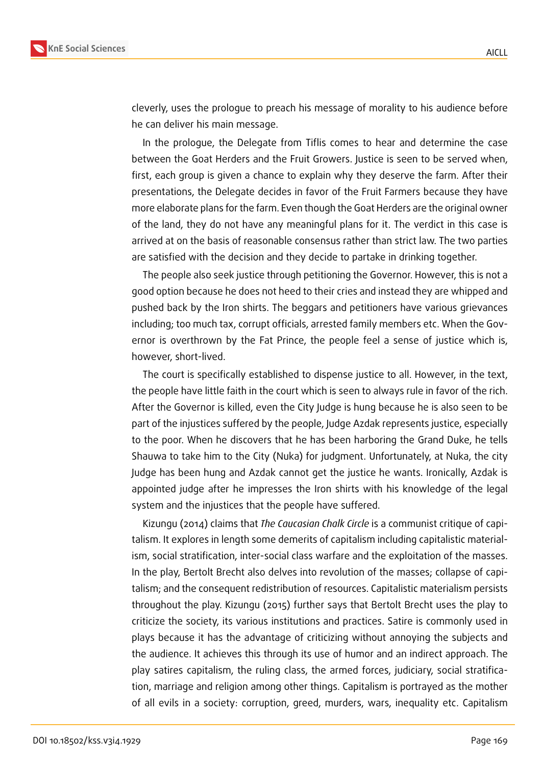cleverly, uses the prologue to preach his message of morality to his audience before he can deliver his main message.

In the prologue, the Delegate from Tiflis comes to hear and determine the case between the Goat Herders and the Fruit Growers. Justice is seen to be served when, first, each group is given a chance to explain why they deserve the farm. After their presentations, the Delegate decides in favor of the Fruit Farmers because they have more elaborate plans for the farm. Even though the Goat Herders are the original owner of the land, they do not have any meaningful plans for it. The verdict in this case is arrived at on the basis of reasonable consensus rather than strict law. The two parties are satisfied with the decision and they decide to partake in drinking together.

The people also seek justice through petitioning the Governor. However, this is not a good option because he does not heed to their cries and instead they are whipped and pushed back by the Iron shirts. The beggars and petitioners have various grievances including; too much tax, corrupt officials, arrested family members etc. When the Governor is overthrown by the Fat Prince, the people feel a sense of justice which is, however, short-lived.

The court is specifically established to dispense justice to all. However, in the text, the people have little faith in the court which is seen to always rule in favor of the rich. After the Governor is killed, even the City Judge is hung because he is also seen to be part of the injustices suffered by the people, Judge Azdak represents justice, especially to the poor. When he discovers that he has been harboring the Grand Duke, he tells Shauwa to take him to the City (Nuka) for judgment. Unfortunately, at Nuka, the city Judge has been hung and Azdak cannot get the justice he wants. Ironically, Azdak is appointed judge after he impresses the Iron shirts with his knowledge of the legal system and the injustices that the people have suffered.

Kizungu (2014) claims that *The Caucasian Chalk Circle* is a communist critique of capitalism. It explores in length some demerits of capitalism including capitalistic materialism, social stratification, inter-social class warfare and the exploitation of the masses. In the play, Bertolt Brecht also delves into revolution of the masses; collapse of capitalism; and the consequent redistribution of resources. Capitalistic materialism persists throughout the play. Kizungu (2015) further says that Bertolt Brecht uses the play to criticize the society, its various institutions and practices. Satire is commonly used in plays because it has the advantage of criticizing without annoying the subjects and the audience. It achieves this through its use of humor and an indirect approach. The play satires capitalism, the ruling class, the armed forces, judiciary, social stratification, marriage and religion among other things. Capitalism is portrayed as the mother of all evils in a society: corruption, greed, murders, wars, inequality etc. Capitalism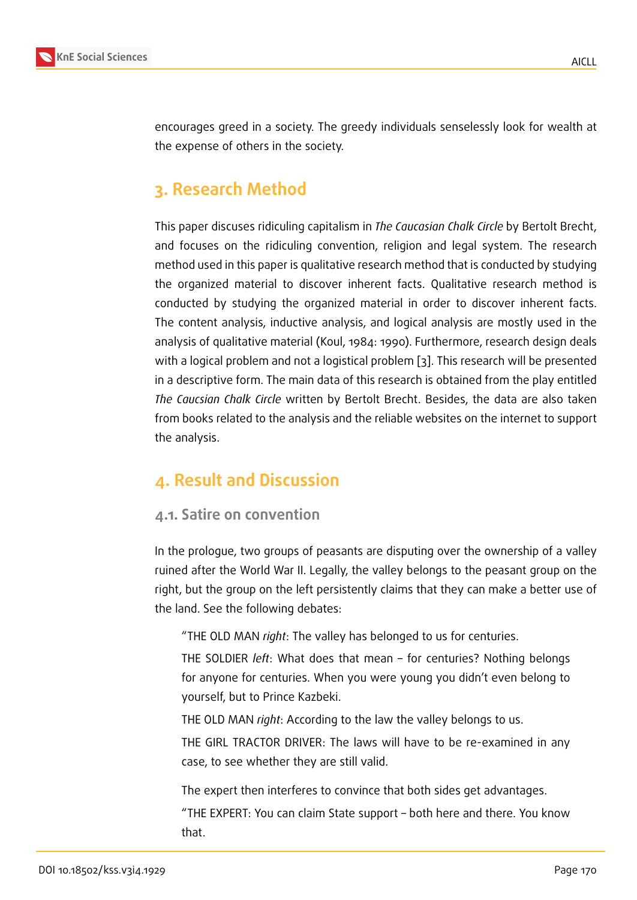encourages greed in a society. The greedy individuals senselessly look for wealth at the expense of others in the society.

## 3. Research Method

This paper discuses ridiculing capitalism in *The Caucasian Chalk Circle* by Bertolt Brecht, and focuses on the ridiculing convention, religion and legal system. The research method used in this paper is qualitative research method that is conducted by studying the organized material to discover inherent facts. Qualitative research method is conducted by studying the organized material in order to discover inherent facts. The content analysis, inductive analysis, and logical analysis are mostly used in the analysis of qualitative material (Koul, 1984: 1990). Furthermore, research design deals with a logical problem and not a logistical problem [3]. This research will be presented in a descriptive form. The main data of this research is obtained from the play entitled *The Caucsian Chalk Circle* written by Bertolt Brecht. Besides, the data are also taken from books related to the analysis and the reliable websites on the internet to support the analysis.

## 4. Result and Discussion

### 4.1. Satire on convention

In the prologue, two groups of peasants are disputing over the ownership of a valley ruined after the World War II. Legally, the valley belongs to the peasant group on the right, but the group on the left persistently claims that they can make a better use of the land. See the following debates:

> "THE OLD MAN *right*: The valley has belonged to us for centuries.
>
> THE SOLDIER *left*: What does that mean – for centuries? Nothing belongs for anyone for centuries. When you were young you didn't even belong to yourself, but to Prince Kazbeki.
>
> THE OLD MAN *right*: According to the law the valley belongs to us.
>
> THE GIRL TRACTOR DRIVER: The laws will have to be re-examined in any case, to see whether they are still valid.
>
> The expert then interferes to convince that both sides get advantages.
>
> "THE EXPERT: You can claim State support – both here and there. You know that.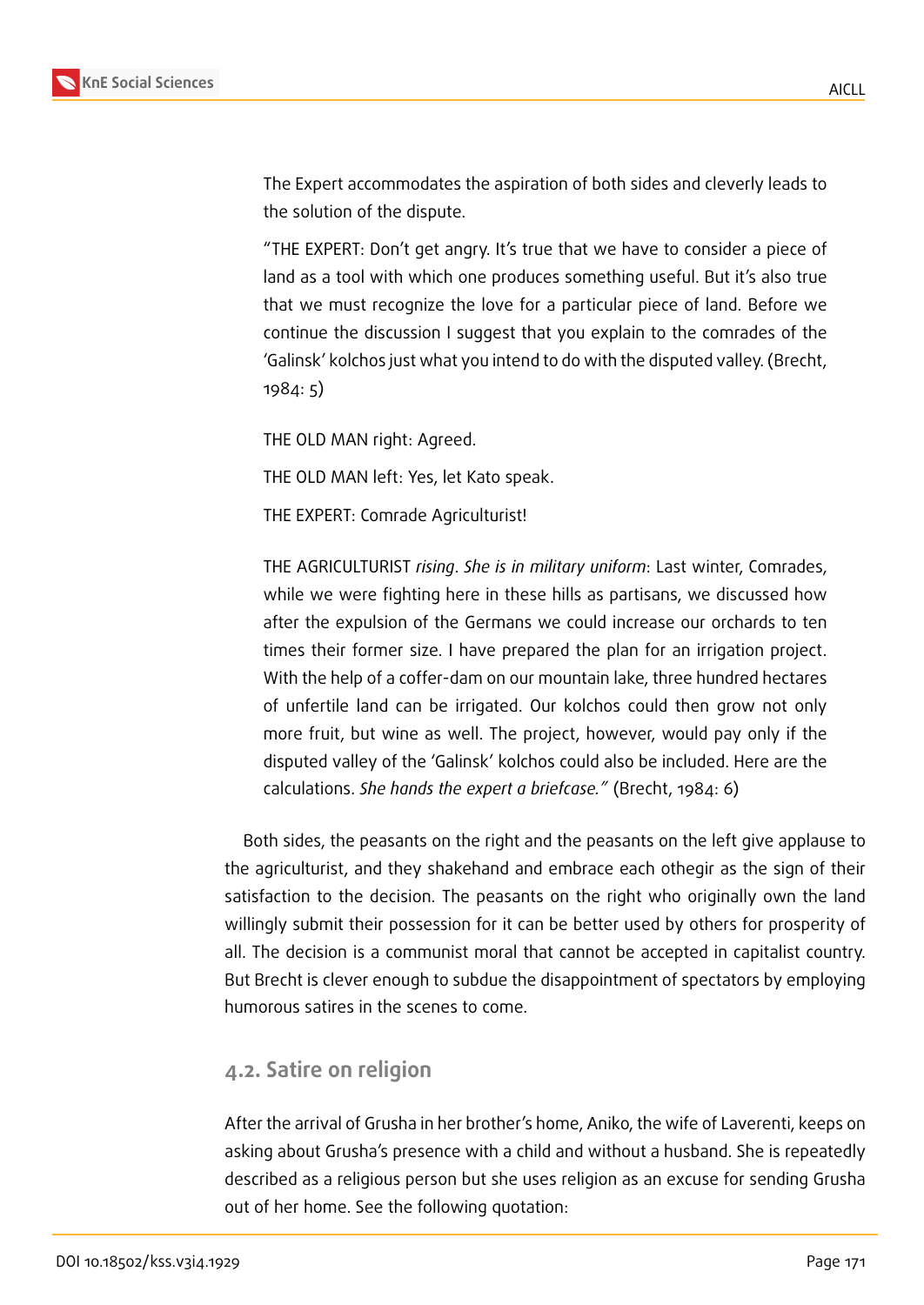The Expert accommodates the aspiration of both sides and cleverly leads to the solution of the dispute.

"THE EXPERT: Don't get angry. It's true that we have to consider a piece of land as a tool with which one produces something useful. But it's also true that we must recognize the love for a particular piece of land. Before we continue the discussion I suggest that you explain to the comrades of the 'Galinsk' kolchos just what you intend to do with the disputed valley. (Brecht, 1984: 5)

THE OLD MAN right: Agreed.

THE OLD MAN left: Yes, let Kato speak.

THE EXPERT: Comrade Agriculturist!

THE AGRICULTURIST *rising*. *She is in military uniform*: Last winter, Comrades, while we were fighting here in these hills as partisans, we discussed how after the expulsion of the Germans we could increase our orchards to ten times their former size. I have prepared the plan for an irrigation project. With the help of a coffer-dam on our mountain lake, three hundred hectares of unfertile land can be irrigated. Our kolchos could then grow not only more fruit, but wine as well. The project, however, would pay only if the disputed valley of the 'Galinsk' kolchos could also be included. Here are the calculations. *She hands the expert a briefcase."* (Brecht, 1984: 6)

Both sides, the peasants on the right and the peasants on the left give applause to the agriculturist, and they shakehand and embrace each othegir as the sign of their satisfaction to the decision. The peasants on the right who originally own the land willingly submit their possession for it can be better used by others for prosperity of all. The decision is a communist moral that cannot be accepted in capitalist country. But Brecht is clever enough to subdue the disappointment of spectators by employing humorous satires in the scenes to come.

## 4.2. Satire on religion

After the arrival of Grusha in her brother's home, Aniko, the wife of Laverenti, keeps on asking about Grusha's presence with a child and without a husband. She is repeatedly described as a religious person but she uses religion as an excuse for sending Grusha out of her home. See the following quotation: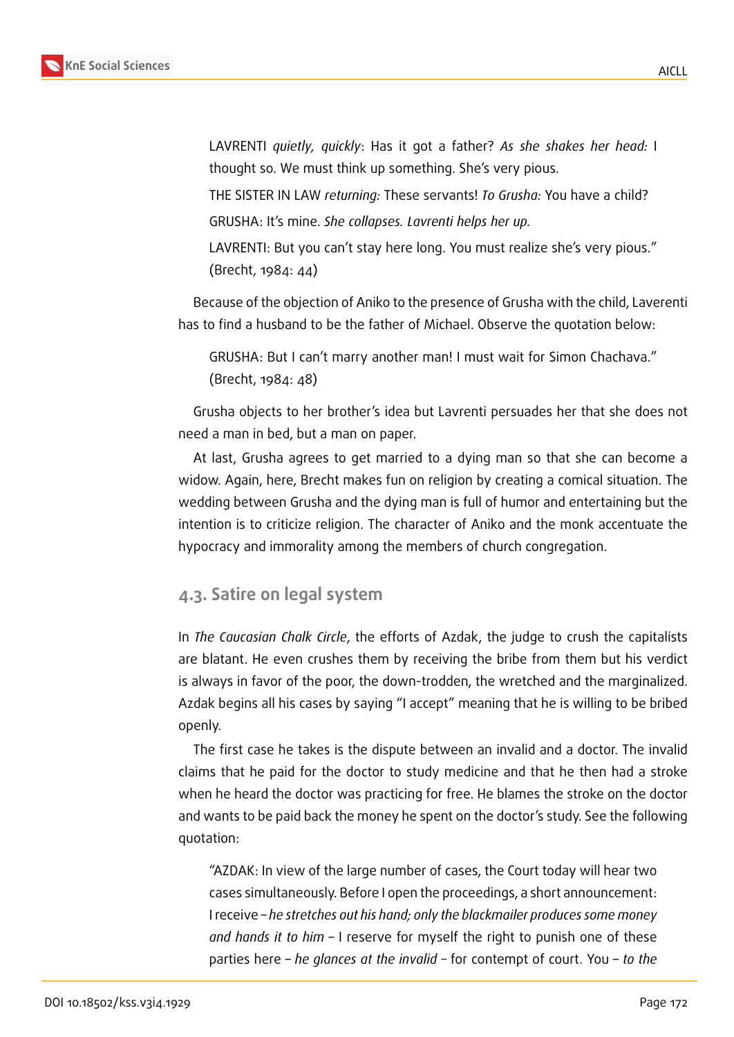> LAVRENTI *quietly, quickly*: Has it got a father? *As she shakes her head:* I thought so. We must think up something. She's very pious.
>
> THE SISTER IN LAW *returning:* These servants! *To Grusha:* You have a child?
>
> GRUSHA: It's mine. *She collapses. Lavrenti helps her up.*
>
> LAVRENTI: But you can't stay here long. You must realize she's very pious." (Brecht, 1984: 44)

Because of the objection of Aniko to the presence of Grusha with the child, Laverenti has to find a husband to be the father of Michael. Observe the quotation below:

> GRUSHA: But I can't marry another man! I must wait for Simon Chachava." (Brecht, 1984: 48)

Grusha objects to her brother's idea but Lavrenti persuades her that she does not need a man in bed, but a man on paper.

At last, Grusha agrees to get married to a dying man so that she can become a widow. Again, here, Brecht makes fun on religion by creating a comical situation. The wedding between Grusha and the dying man is full of humor and entertaining but the intention is to criticize religion. The character of Aniko and the monk accentuate the hypocracy and immorality among the members of church congregation.

## 4.3. Satire on legal system

In *The Caucasian Chalk Circle*, the efforts of Azdak, the judge to crush the capitalists are blatant. He even crushes them by receiving the bribe from them but his verdict is always in favor of the poor, the down-trodden, the wretched and the marginalized. Azdak begins all his cases by saying "I accept" meaning that he is willing to be bribed openly.

The first case he takes is the dispute between an invalid and a doctor. The invalid claims that he paid for the doctor to study medicine and that he then had a stroke when he heard the doctor was practicing for free. He blames the stroke on the doctor and wants to be paid back the money he spent on the doctor's study. See the following quotation:

> "AZDAK: In view of the large number of cases, the Court today will hear two cases simultaneously. Before I open the proceedings, a short announcement: I receive – *he stretches out his hand; only the blackmailer produces some money and hands it to him* – I reserve for myself the right to punish one of these parties here – *he glances at the invalid* – for contempt of court. You – *to the*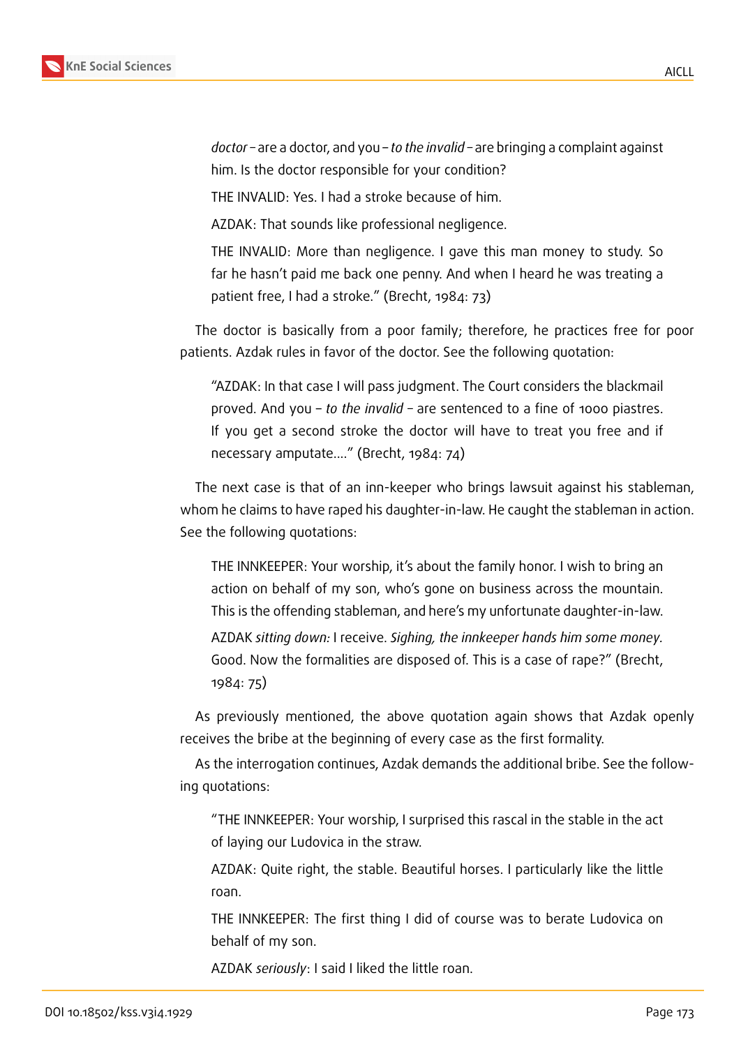*doctor* – are a doctor, and you – *to the invalid* – are bringing a complaint against him. Is the doctor responsible for your condition?

THE INVALID: Yes. I had a stroke because of him.

AZDAK: That sounds like professional negligence.

THE INVALID: More than negligence. I gave this man money to study. So far he hasn't paid me back one penny. And when I heard he was treating a patient free, I had a stroke." (Brecht, 1984: 73)

The doctor is basically from a poor family; therefore, he practices free for poor patients. Azdak rules in favor of the doctor. See the following quotation:

"AZDAK: In that case I will pass judgment. The Court considers the blackmail proved. And you – *to the invalid* – are sentenced to a fine of 1000 piastres. If you get a second stroke the doctor will have to treat you free and if necessary amputate...." (Brecht, 1984: 74)

The next case is that of an inn-keeper who brings lawsuit against his stableman, whom he claims to have raped his daughter-in-law. He caught the stableman in action. See the following quotations:

THE INNKEEPER: Your worship, it's about the family honor. I wish to bring an action on behalf of my son, who's gone on business across the mountain. This is the offending stableman, and here's my unfortunate daughter-in-law.

AZDAK *sitting down:* I receive. *Sighing, the innkeeper hands him some money.* Good. Now the formalities are disposed of. This is a case of rape?" (Brecht, 1984: 75)

As previously mentioned, the above quotation again shows that Azdak openly receives the bribe at the beginning of every case as the first formality.

As the interrogation continues, Azdak demands the additional bribe. See the following quotations:

"THE INNKEEPER: Your worship, I surprised this rascal in the stable in the act of laying our Ludovica in the straw.

AZDAK: Quite right, the stable. Beautiful horses. I particularly like the little roan.

THE INNKEEPER: The first thing I did of course was to berate Ludovica on behalf of my son.

AZDAK *seriously*: I said I liked the little roan.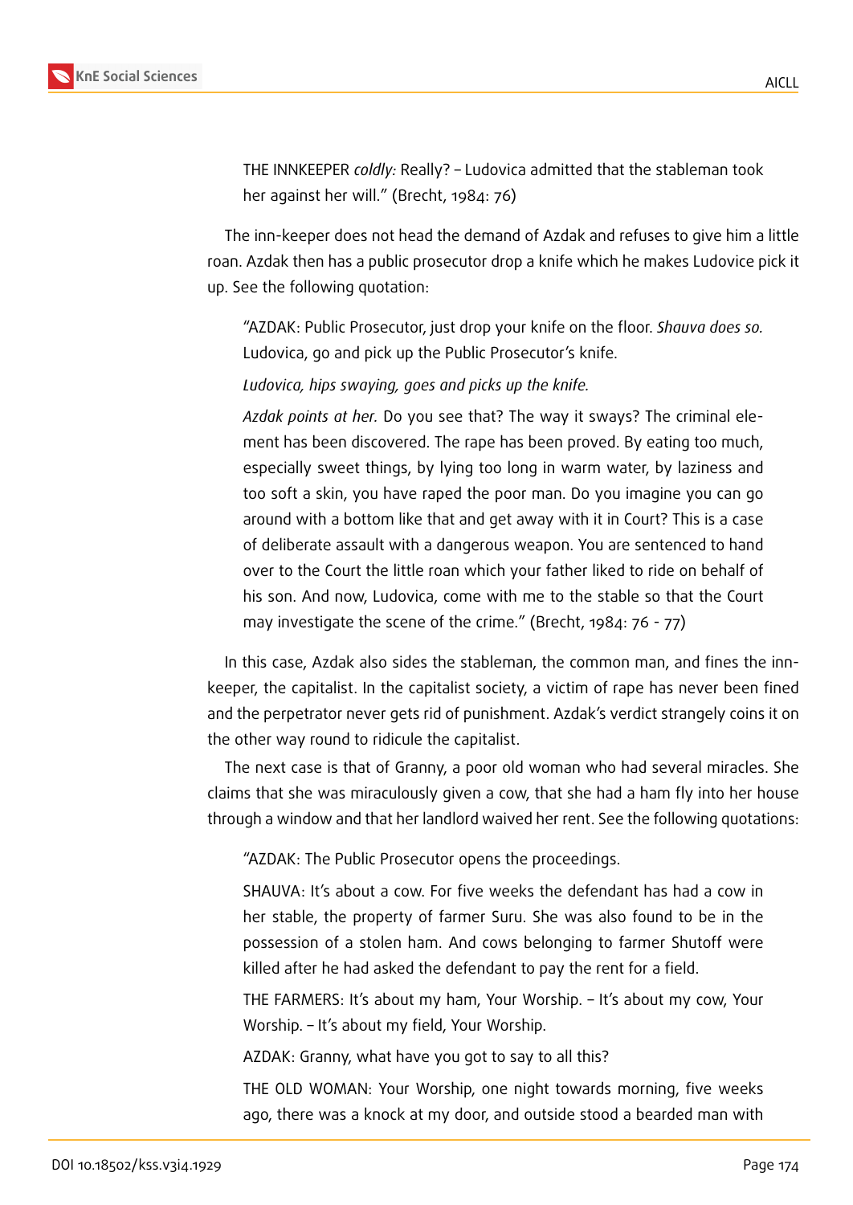THE INNKEEPER *coldly:* Really? – Ludovica admitted that the stableman took her against her will." (Brecht, 1984: 76)

The inn-keeper does not head the demand of Azdak and refuses to give him a little roan. Azdak then has a public prosecutor drop a knife which he makes Ludovice pick it up. See the following quotation:

> "AZDAK: Public Prosecutor, just drop your knife on the floor. *Shauva does so.* Ludovica, go and pick up the Public Prosecutor's knife.
>
> *Ludovica, hips swaying, goes and picks up the knife.*
>
> *Azdak points at her.* Do you see that? The way it sways? The criminal element has been discovered. The rape has been proved. By eating too much, especially sweet things, by lying too long in warm water, by laziness and too soft a skin, you have raped the poor man. Do you imagine you can go around with a bottom like that and get away with it in Court? This is a case of deliberate assault with a dangerous weapon. You are sentenced to hand over to the Court the little roan which your father liked to ride on behalf of his son. And now, Ludovica, come with me to the stable so that the Court may investigate the scene of the crime." (Brecht, 1984: 76 - 77)

In this case, Azdak also sides the stableman, the common man, and fines the inn-keeper, the capitalist. In the capitalist society, a victim of rape has never been fined and the perpetrator never gets rid of punishment. Azdak's verdict strangely coins it on the other way round to ridicule the capitalist.

The next case is that of Granny, a poor old woman who had several miracles. She claims that she was miraculously given a cow, that she had a ham fly into her house through a window and that her landlord waived her rent. See the following quotations:

> "AZDAK: The Public Prosecutor opens the proceedings.
>
> SHAUVA: It's about a cow. For five weeks the defendant has had a cow in her stable, the property of farmer Suru. She was also found to be in the possession of a stolen ham. And cows belonging to farmer Shutoff were killed after he had asked the defendant to pay the rent for a field.
>
> THE FARMERS: It's about my ham, Your Worship. – It's about my cow, Your Worship. – It's about my field, Your Worship.
>
> AZDAK: Granny, what have you got to say to all this?
>
> THE OLD WOMAN: Your Worship, one night towards morning, five weeks ago, there was a knock at my door, and outside stood a bearded man with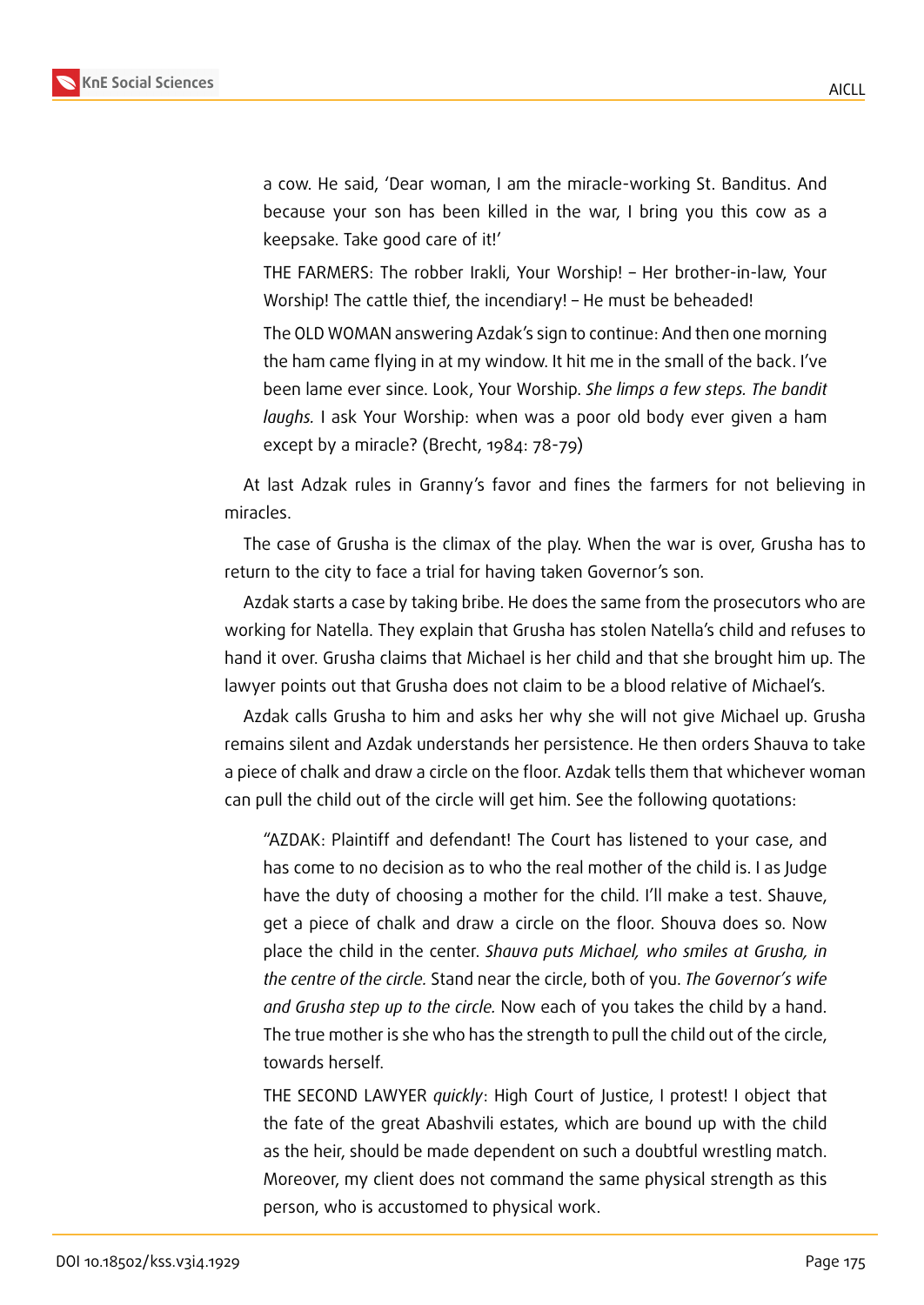> a cow. He said, 'Dear woman, I am the miracle-working St. Banditus. And because your son has been killed in the war, I bring you this cow as a keepsake. Take good care of it!'
>
> THE FARMERS: The robber Irakli, Your Worship! – Her brother-in-law, Your Worship! The cattle thief, the incendiary! – He must be beheaded!
>
> The OLD WOMAN answering Azdak's sign to continue: And then one morning the ham came flying in at my window. It hit me in the small of the back. I've been lame ever since. Look, Your Worship. *She limps a few steps. The bandit laughs.* I ask Your Worship: when was a poor old body ever given a ham except by a miracle? (Brecht, 1984: 78-79)

At last Adzak rules in Granny's favor and fines the farmers for not believing in miracles.

The case of Grusha is the climax of the play. When the war is over, Grusha has to return to the city to face a trial for having taken Governor's son.

Azdak starts a case by taking bribe. He does the same from the prosecutors who are working for Natella. They explain that Grusha has stolen Natella's child and refuses to hand it over. Grusha claims that Michael is her child and that she brought him up. The lawyer points out that Grusha does not claim to be a blood relative of Michael's.

Azdak calls Grusha to him and asks her why she will not give Michael up. Grusha remains silent and Azdak understands her persistence. He then orders Shauva to take a piece of chalk and draw a circle on the floor. Azdak tells them that whichever woman can pull the child out of the circle will get him. See the following quotations:

> "AZDAK: Plaintiff and defendant! The Court has listened to your case, and has come to no decision as to who the real mother of the child is. I as Judge have the duty of choosing a mother for the child. I'll make a test. Shauve, get a piece of chalk and draw a circle on the floor. Shouva does so. Now place the child in the center. *Shauva puts Michael, who smiles at Grusha, in the centre of the circle.* Stand near the circle, both of you. *The Governor's wife and Grusha step up to the circle.* Now each of you takes the child by a hand. The true mother is she who has the strength to pull the child out of the circle, towards herself.
>
> THE SECOND LAWYER *quickly*: High Court of Justice, I protest! I object that the fate of the great Abashvili estates, which are bound up with the child as the heir, should be made dependent on such a doubtful wrestling match. Moreover, my client does not command the same physical strength as this person, who is accustomed to physical work.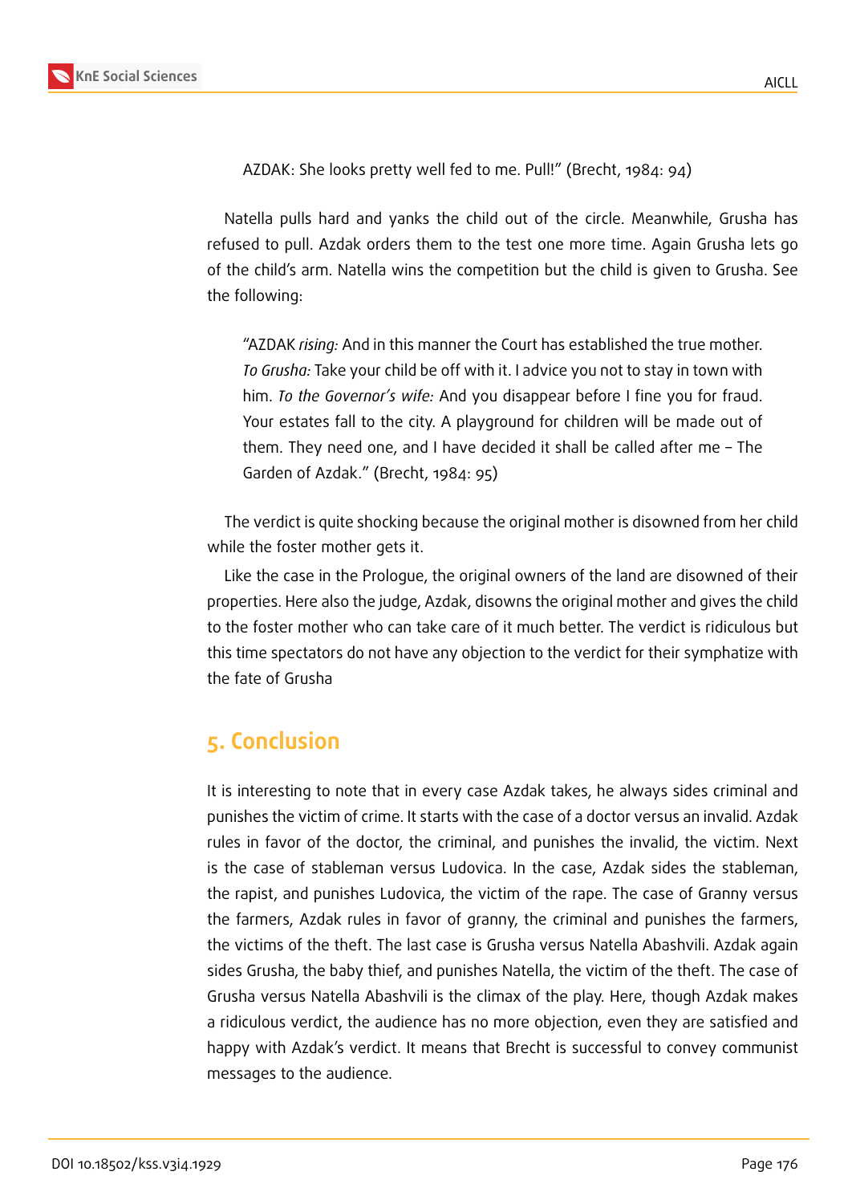AZDAK: She looks pretty well fed to me. Pull!" (Brecht, 1984: 94)

Natella pulls hard and yanks the child out of the circle. Meanwhile, Grusha has refused to pull. Azdak orders them to the test one more time. Again Grusha lets go of the child's arm. Natella wins the competition but the child is given to Grusha. See the following:

> "AZDAK *rising:* And in this manner the Court has established the true mother. *To Grusha:* Take your child be off with it. I advice you not to stay in town with him. *To the Governor's wife:* And you disappear before I fine you for fraud. Your estates fall to the city. A playground for children will be made out of them. They need one, and I have decided it shall be called after me – The Garden of Azdak." (Brecht, 1984: 95)

The verdict is quite shocking because the original mother is disowned from her child while the foster mother gets it.

Like the case in the Prologue, the original owners of the land are disowned of their properties. Here also the judge, Azdak, disowns the original mother and gives the child to the foster mother who can take care of it much better. The verdict is ridiculous but this time spectators do not have any objection to the verdict for their symphatize with the fate of Grusha

## 5. Conclusion

It is interesting to note that in every case Azdak takes, he always sides criminal and punishes the victim of crime. It starts with the case of a doctor versus an invalid. Azdak rules in favor of the doctor, the criminal, and punishes the invalid, the victim. Next is the case of stableman versus Ludovica. In the case, Azdak sides the stableman, the rapist, and punishes Ludovica, the victim of the rape. The case of Granny versus the farmers, Azdak rules in favor of granny, the criminal and punishes the farmers, the victims of the theft. The last case is Grusha versus Natella Abashvili. Azdak again sides Grusha, the baby thief, and punishes Natella, the victim of the theft. The case of Grusha versus Natella Abashvili is the climax of the play. Here, though Azdak makes a ridiculous verdict, the audience has no more objection, even they are satisfied and happy with Azdak's verdict. It means that Brecht is successful to convey communist messages to the audience.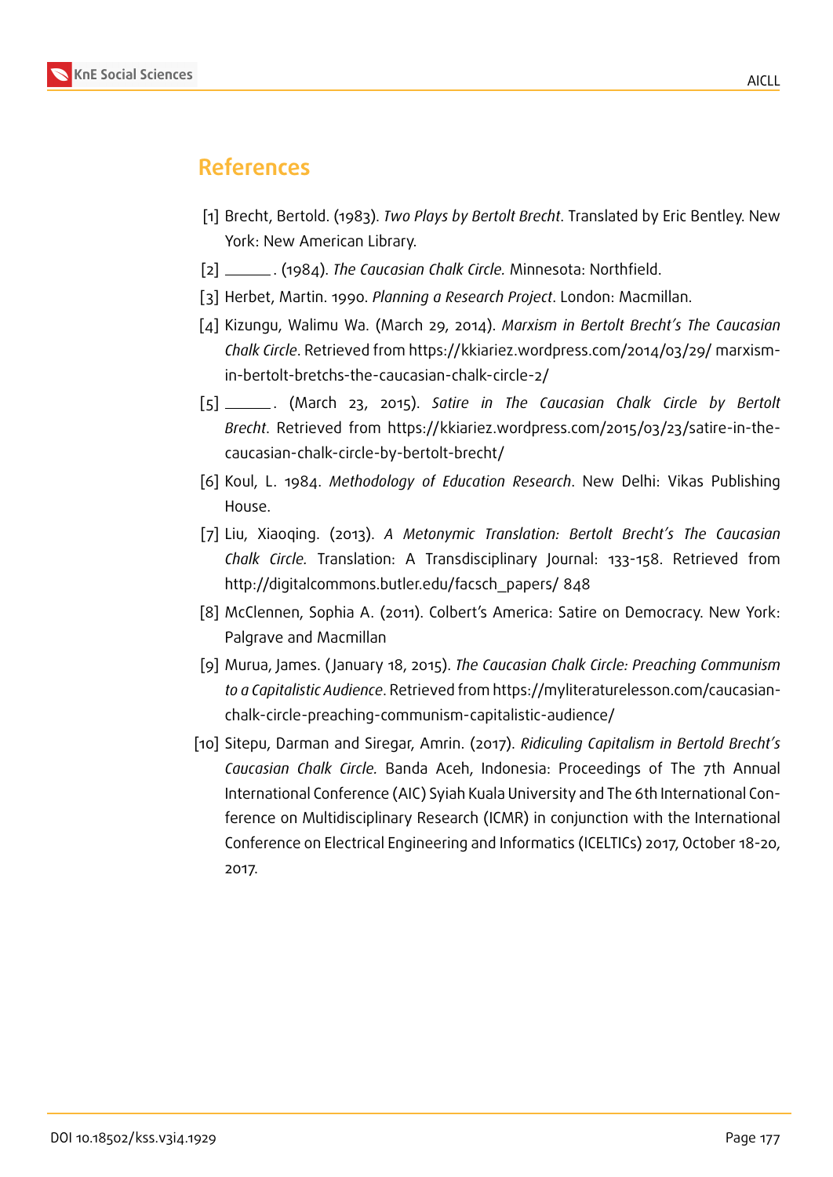## References

[1] Brecht, Bertold. (1983). *Two Plays by Bertolt Brecht*. Translated by Eric Bentley. New York: New American Library.

[2] ______. (1984). *The Caucasian Chalk Circle*. Minnesota: Northfield.

[3] Herbet, Martin. 1990. *Planning a Research Project*. London: Macmillan.

[4] Kizungu, Walimu Wa. (March 29, 2014). *Marxism in Bertolt Brecht's The Caucasian Chalk Circle*. Retrieved from https://kkiariez.wordpress.com/2014/03/29/ marxism-in-bertolt-bretchs-the-caucasian-chalk-circle-2/

[5] ______. (March 23, 2015). *Satire in The Caucasian Chalk Circle by Bertolt Brecht*. Retrieved from https://kkiariez.wordpress.com/2015/03/23/satire-in-the-caucasian-chalk-circle-by-bertolt-brecht/

[6] Koul, L. 1984. *Methodology of Education Research*. New Delhi: Vikas Publishing House.

[7] Liu, Xiaoqing. (2013). *A Metonymic Translation: Bertolt Brecht's The Caucasian Chalk Circle.* Translation: A Transdisciplinary Journal: 133-158. Retrieved from http://digitalcommons.butler.edu/facsch_papers/ 848

[8] McClennen, Sophia A. (2011). Colbert's America: Satire on Democracy. New York: Palgrave and Macmillan

[9] Murua, James. (January 18, 2015). *The Caucasian Chalk Circle: Preaching Communism to a Capitalistic Audience*. Retrieved from https://myliteraturelesson.com/caucasian-chalk-circle-preaching-communism-capitalistic-audience/

[10] Sitepu, Darman and Siregar, Amrin. (2017). *Ridiculing Capitalism in Bertold Brecht's Caucasian Chalk Circle.* Banda Aceh, Indonesia: Proceedings of The 7th Annual International Conference (AIC) Syiah Kuala University and The 6th International Conference on Multidisciplinary Research (ICMR) in conjunction with the International Conference on Electrical Engineering and Informatics (ICELTICs) 2017, October 18-20, 2017.